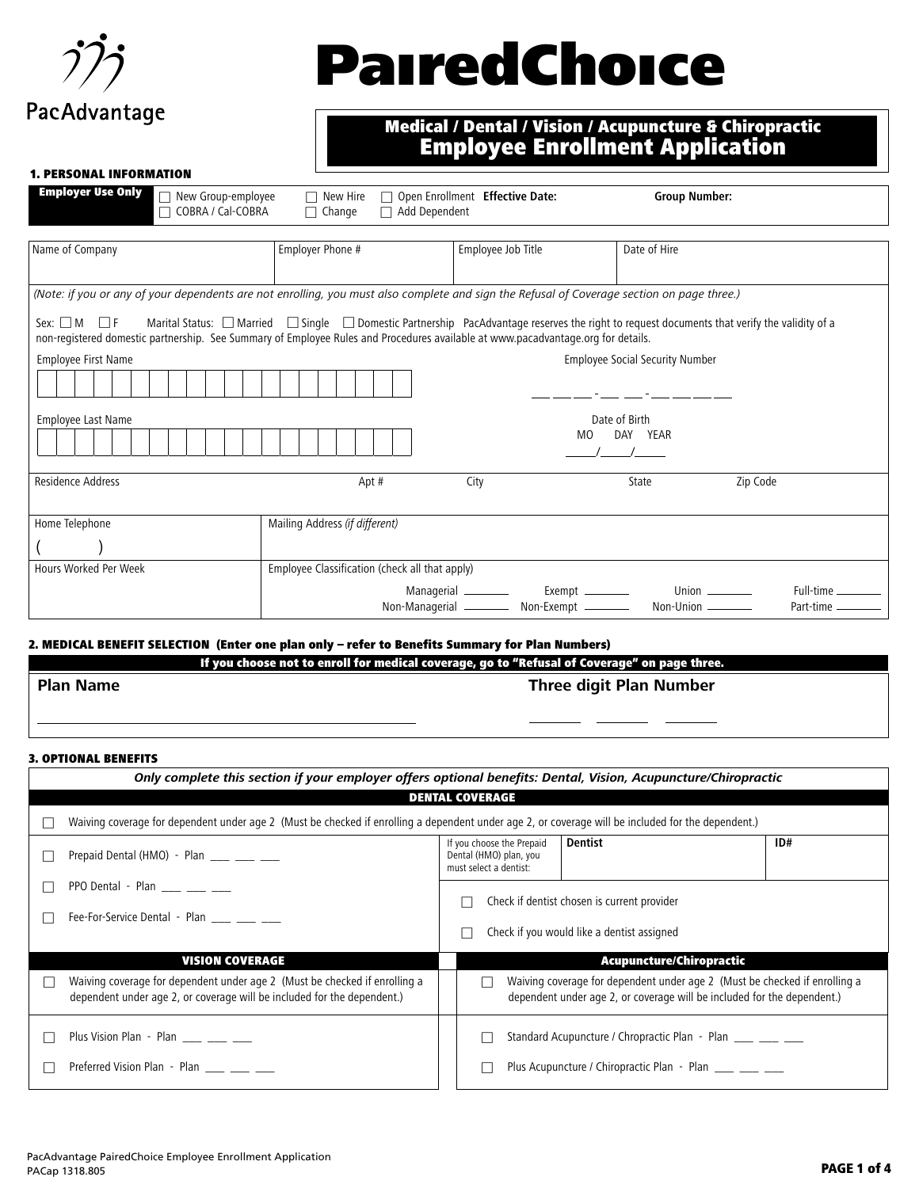PacAdvantage

# PairedChoice

## Medical / Dental / Vision / Acupuncture & Chiropractic
## Employee Enrollment Application

### 1. PERSONAL INFORMATION

**Employer Use Only** ☐ New Group-employee ☐ COBRA / Cal-COBRA ☐ New Hire ☐ Change ☐ Open Enrollment ☐ Add Dependent **Effective Date:** **Group Number:**

| Name of Company | Employer Phone # | Employee Job Title | Date of Hire |
|---|---|---|---|
| | | | |

*(Note: if you or any of your dependents are not enrolling, you must also complete and sign the Refusal of Coverage section on page three.)*

Sex: ☐ M ☐ F Marital Status: ☐ Married ☐ Single ☐ Domestic Partnership PacAdvantage reserves the right to request documents that verify the validity of a non-registered domestic partnership. See Summary of Employee Rules and Procedures available at www.pacadvantage.org for details.

Employee First Name

Employee Social Security Number ___ ___ ___ - ___ ___ - ___ ___ ___ ___

Employee Last Name

Date of Birth MO DAY YEAR ____/____/____

| Residence Address | Apt # | City | State | Zip Code |
|---|---|---|---|---|
| | | | | |

| Home Telephone | Mailing Address *(if different)* |
|---|---|
| ( ) | |

| Hours Worked Per Week | Employee Classification (check all that apply) |
|---|---|
| | Managerial ______ Non-Managerial ______ Exempt ______ Non-Exempt ______ Union ______ Non-Union ______ Full-time ______ Part-time ______ |

### 2. MEDICAL BENEFIT SELECTION (Enter one plan only – refer to Benefits Summary for Plan Numbers)

**If you choose not to enroll for medical coverage, go to "Refusal of Coverage" on page three.**

| **Plan Name** | **Three digit Plan Number** |
|---|---|
| ______________________________ | ______ ______ ______ |

### 3. OPTIONAL BENEFITS

***Only complete this section if your employer offers optional benefits: Dental, Vision, Acupuncture/Chiropractic***

**DENTAL COVERAGE**

☐ Waiving coverage for dependent under age 2 (Must be checked if enrolling a dependent under age 2, or coverage will be included for the dependent.)

☐ Prepaid Dental (HMO) - Plan ___ ___ ___

☐ PPO Dental - Plan ___ ___ ___

☐ Fee-For-Service Dental - Plan ___ ___ ___

| If you choose the Prepaid Dental (HMO) plan, you must select a dentist: | Dentist | ID# |
|---|---|---|
| | | |

☐ Check if dentist chosen is current provider

☐ Check if you would like a dentist assigned

**VISION COVERAGE**

☐ Waiving coverage for dependent under age 2 (Must be checked if enrolling a dependent under age 2, or coverage will be included for the dependent.)

☐ Plus Vision Plan - Plan ___ ___ ___

☐ Preferred Vision Plan - Plan ___ ___ ___

**Acupuncture/Chiropractic**

☐ Waiving coverage for dependent under age 2 (Must be checked if enrolling a dependent under age 2, or coverage will be included for the dependent.)

☐ Standard Acupuncture / Chropractic Plan - Plan ___ ___ ___

☐ Plus Acupuncture / Chiropractic Plan - Plan ___ ___ ___

PacAdvantage PairedChoice Employee Enrollment Application
PACap 1318.805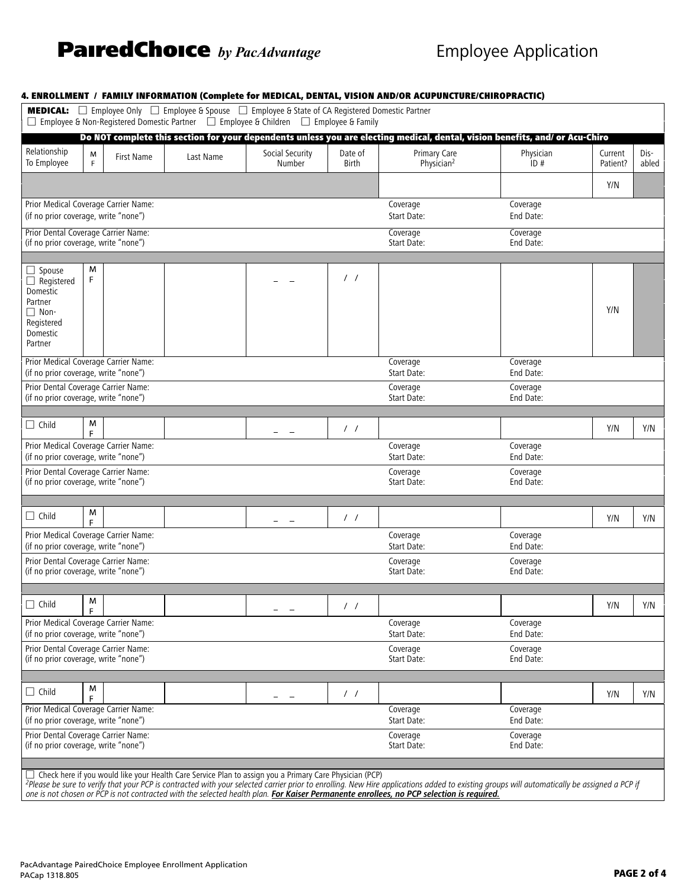# PairedChoice *by PacAdvantage* Employee Application

#### 4. ENROLLMENT / FAMILY INFORMATION (Complete for MEDICAL, DENTAL, VISION AND/OR ACUPUNCTURE/CHIROPRACTIC)

**MEDICAL:** ☐ Employee Only ☐ Employee & Spouse ☐ Employee & State of CA Registered Domestic Partner ☐ Employee & Non-Registered Domestic Partner ☐ Employee & Children ☐ Employee & Family

**Do NOT complete this section for your dependents unless you are electing medical, dental, vision benefits, and/ or Acu-Chiro**

| Relationship To Employee | M F | First Name | Last Name | Social Security Number | Date of Birth | Primary Care Physician[2] | Physician ID # | Current Patient? | Dis-abled |
|---|---|---|---|---|---|---|---|---|---|
| | | | | | | | | Y/N | |
| Prior Medical Coverage Carrier Name: (if no prior coverage, write "none") | | | | | | Coverage Start Date: | Coverage End Date: | | |
| Prior Dental Coverage Carrier Name: (if no prior coverage, write "none") | | | | | | Coverage Start Date: | Coverage End Date: | | |
| ☐ Spouse ☐ Registered Domestic Partner ☐ Non-Registered Domestic Partner | M F | | | – – | / / | | | Y/N | |
| Prior Medical Coverage Carrier Name: (if no prior coverage, write "none") | | | | | | Coverage Start Date: | Coverage End Date: | | |
| Prior Dental Coverage Carrier Name: (if no prior coverage, write "none") | | | | | | Coverage Start Date: | Coverage End Date: | | |
| ☐ Child | M F | | | – – | / / | | | Y/N | Y/N |
| Prior Medical Coverage Carrier Name: (if no prior coverage, write "none") | | | | | | Coverage Start Date: | Coverage End Date: | | |
| Prior Dental Coverage Carrier Name: (if no prior coverage, write "none") | | | | | | Coverage Start Date: | Coverage End Date: | | |
| ☐ Child | M F | | | – – | / / | | | Y/N | Y/N |
| Prior Medical Coverage Carrier Name: (if no prior coverage, write "none") | | | | | | Coverage Start Date: | Coverage End Date: | | |
| Prior Dental Coverage Carrier Name: (if no prior coverage, write "none") | | | | | | Coverage Start Date: | Coverage End Date: | | |
| ☐ Child | M F | | | – – | / / | | | Y/N | Y/N |
| Prior Medical Coverage Carrier Name: (if no prior coverage, write "none") | | | | | | Coverage Start Date: | Coverage End Date: | | |
| Prior Dental Coverage Carrier Name: (if no prior coverage, write "none") | | | | | | Coverage Start Date: | Coverage End Date: | | |
| ☐ Child | M F | | | – – | / / | | | Y/N | Y/N |
| Prior Medical Coverage Carrier Name: (if no prior coverage, write "none") | | | | | | Coverage Start Date: | Coverage End Date: | | |
| Prior Dental Coverage Carrier Name: (if no prior coverage, write "none") | | | | | | Coverage Start Date: | Coverage End Date: | | |

☐ Check here if you would like your Health Care Service Plan to assign you a Primary Care Physician (PCP)

*[2]Please be sure to verify that your PCP is contracted with your selected carrier prior to enrolling. New Hire applications added to existing groups will automatically be assigned a PCP if one is not chosen or PCP is not contracted with the selected health plan.* ***For Kaiser Permanente enrollees, no PCP selection is required.***

PacAdvantage PairedChoice Employee Enrollment Application
PACap 1318.805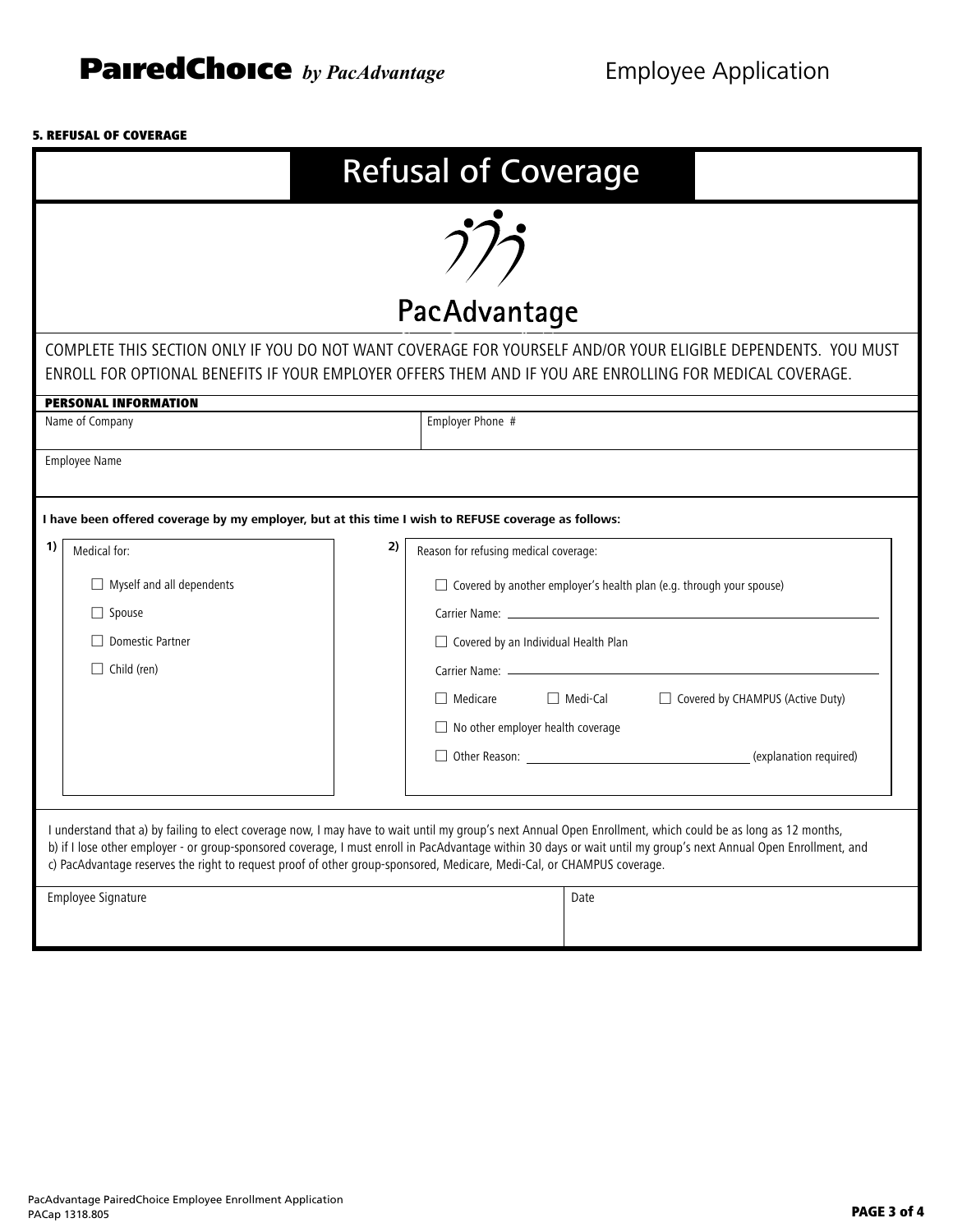## 5. REFUSAL OF COVERAGE

# Refusal of Coverage

PacAdvantage

COMPLETE THIS SECTION ONLY IF YOU DO NOT WANT COVERAGE FOR YOURSELF AND/OR YOUR ELIGIBLE DEPENDENTS. YOU MUST ENROLL FOR OPTIONAL BENEFITS IF YOUR EMPLOYER OFFERS THEM AND IF YOU ARE ENROLLING FOR MEDICAL COVERAGE.

### PERSONAL INFORMATION

| Name of Company | Employer Phone # |
|---|---|
| | |

Employee Name

**I have been offered coverage by my employer, but at this time I wish to REFUSE coverage as follows:**

**1)** Medical for:

- ☐ Myself and all dependents
- ☐ Spouse
- ☐ Domestic Partner
- ☐ Child (ren)

**2)** Reason for refusing medical coverage:

- ☐ Covered by another employer's health plan (e.g. through your spouse)
  Carrier Name: ______________________
- ☐ Covered by an Individual Health Plan
  Carrier Name: ______________________
- ☐ Medicare ☐ Medi-Cal ☐ Covered by CHAMPUS (Active Duty)
- ☐ No other employer health coverage
- ☐ Other Reason: ______________________ (explanation required)

I understand that a) by failing to elect coverage now, I may have to wait until my group's next Annual Open Enrollment, which could be as long as 12 months, b) if I lose other employer - or group-sponsored coverage, I must enroll in PacAdvantage within 30 days or wait until my group's next Annual Open Enrollment, and c) PacAdvantage reserves the right to request proof of other group-sponsored, Medicare, Medi-Cal, or CHAMPUS coverage.

| Employee Signature | Date |
|---|---|
| | |

PacAdvantage PairedChoice Employee Enrollment Application
PACap 1318.805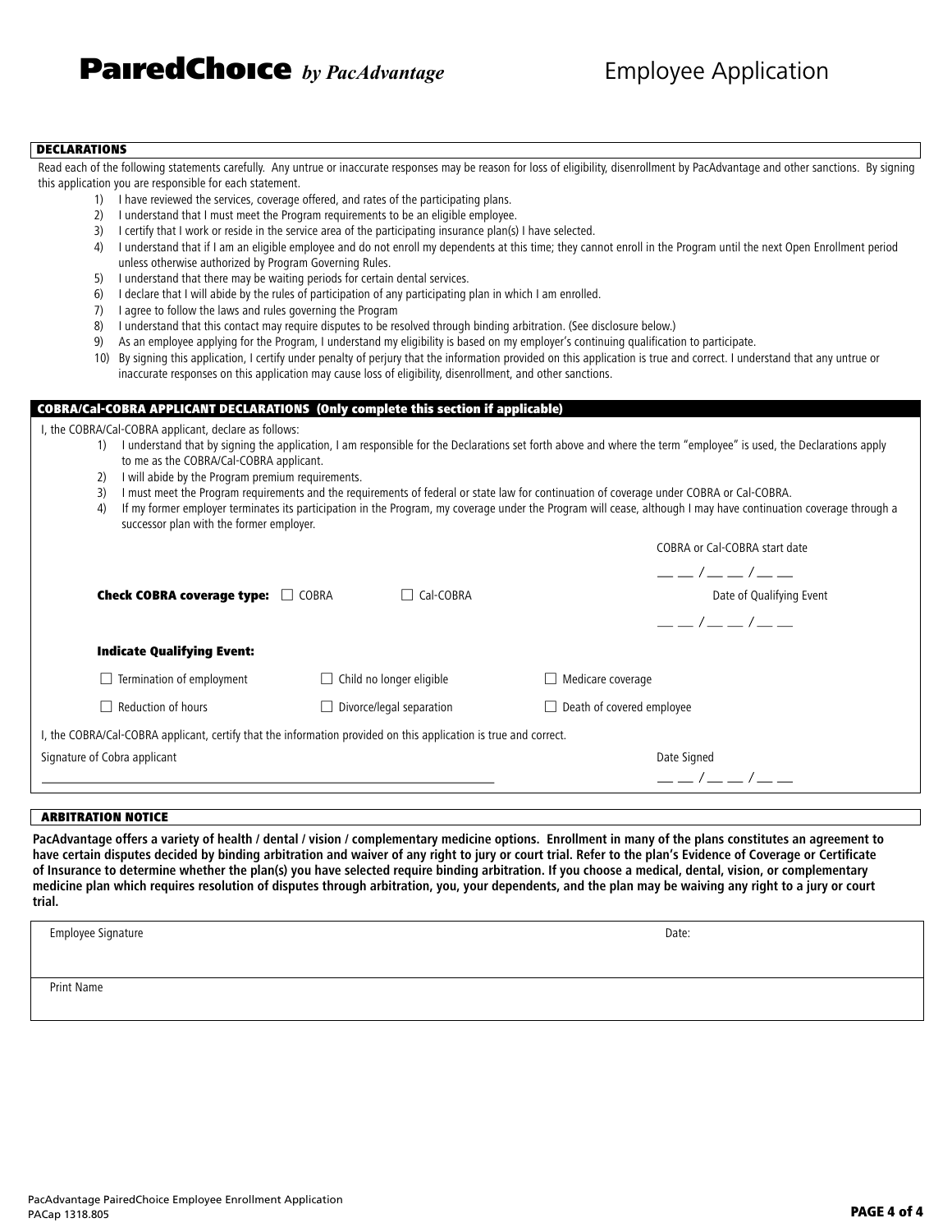# PairedChoice *by PacAdvantage*

# Employee Application

## DECLARATIONS

Read each of the following statements carefully. Any untrue or inaccurate responses may be reason for loss of eligibility, disenrollment by PacAdvantage and other sanctions. By signing this application you are responsible for each statement.

1) I have reviewed the services, coverage offered, and rates of the participating plans.
2) I understand that I must meet the Program requirements to be an eligible employee.
3) I certify that I work or reside in the service area of the participating insurance plan(s) I have selected.
4) I understand that if I am an eligible employee and do not enroll my dependents at this time; they cannot enroll in the Program until the next Open Enrollment period unless otherwise authorized by Program Governing Rules.
5) I understand that there may be waiting periods for certain dental services.
6) I declare that I will abide by the rules of participation of any participating plan in which I am enrolled.
7) I agree to follow the laws and rules governing the Program
8) I understand that this contact may require disputes to be resolved through binding arbitration. (See disclosure below.)
9) As an employee applying for the Program, I understand my eligibility is based on my employer's continuing qualification to participate.
10) By signing this application, I certify under penalty of perjury that the information provided on this application is true and correct. I understand that any untrue or inaccurate responses on this application may cause loss of eligibility, disenrollment, and other sanctions.

## COBRA/Cal-COBRA APPLICANT DECLARATIONS (Only complete this section if applicable)

I, the COBRA/Cal-COBRA applicant, declare as follows:

1) I understand that by signing the application, I am responsible for the Declarations set forth above and where the term "employee" is used, the Declarations apply to me as the COBRA/Cal-COBRA applicant.
2) I will abide by the Program premium requirements.
3) I must meet the Program requirements and the requirements of federal or state law for continuation of coverage under COBRA or Cal-COBRA.
4) If my former employer terminates its participation in the Program, my coverage under the Program will cease, although I may have continuation coverage through a successor plan with the former employer.

COBRA or Cal-COBRA start date

__ __ / __ __ / __ __

**Check COBRA coverage type:** ☐ COBRA ☐ Cal-COBRA

Date of Qualifying Event

__ __ / __ __ / __ __

**Indicate Qualifying Event:**

☐ Termination of employment ☐ Child no longer eligible ☐ Medicare coverage

☐ Reduction of hours ☐ Divorce/legal separation ☐ Death of covered employee

I, the COBRA/Cal-COBRA applicant, certify that the information provided on this application is true and correct.

Signature of Cobra applicant ______________________________

Date Signed __ __ / __ __ / __ __

## ARBITRATION NOTICE

**PacAdvantage offers a variety of health / dental / vision / complementary medicine options. Enrollment in many of the plans constitutes an agreement to have certain disputes decided by binding arbitration and waiver of any right to jury or court trial. Refer to the plan's Evidence of Coverage or Certificate of Insurance to determine whether the plan(s) you have selected require binding arbitration. If you choose a medical, dental, vision, or complementary medicine plan which requires resolution of disputes through arbitration, you, your dependents, and the plan may be waiving any right to a jury or court trial.**

Employee Signature

Date:

Print Name

PacAdvantage PairedChoice Employee Enrollment Application
PACap 1318.805